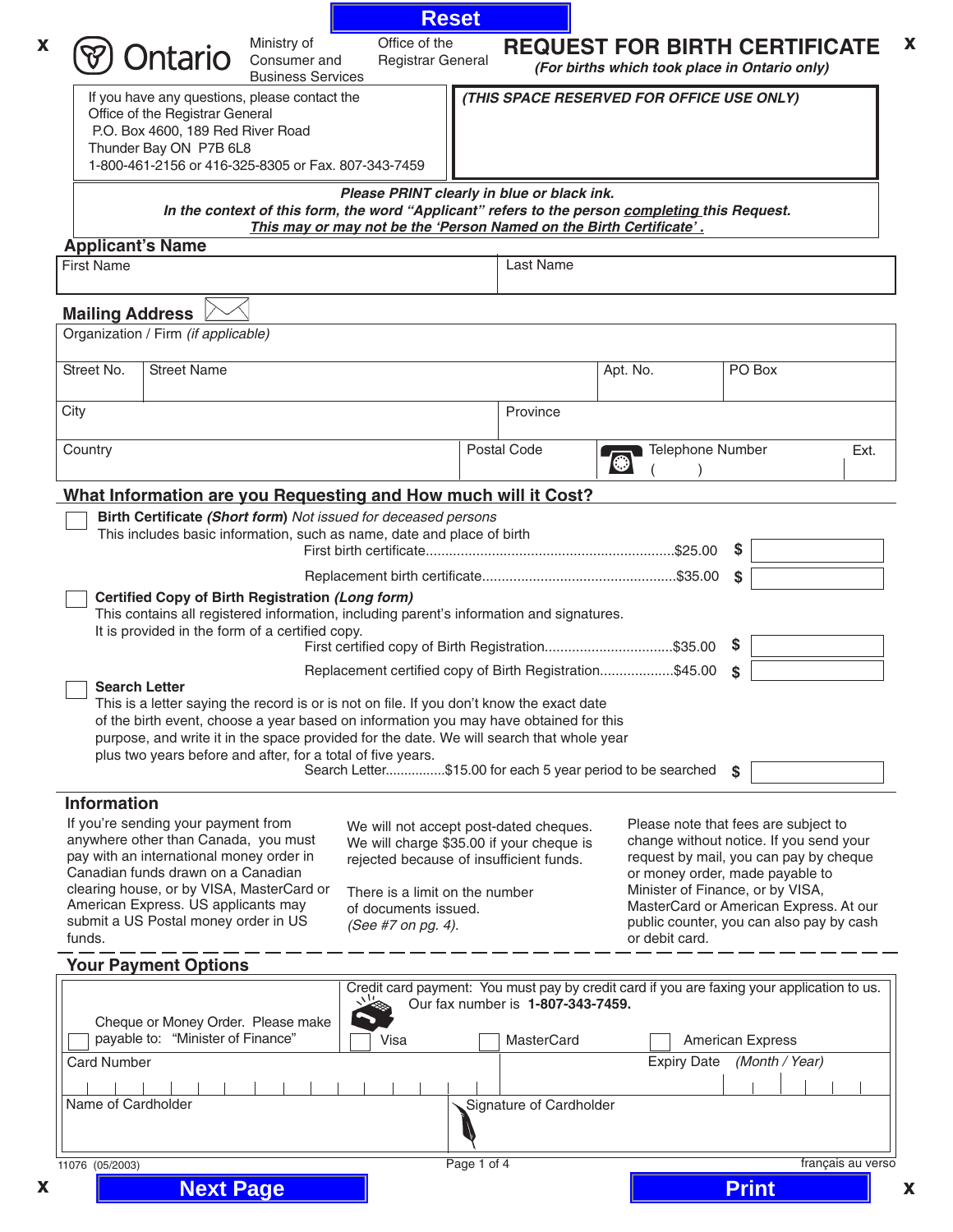Reset

x

Ontario

Ministry of Consumer and Business Services

Office of the Registrar General

# REQUEST FOR BIRTH CERTIFICATE

***(For births which took place in Ontario only)***

x

If you have any questions, please contact the
Office of the Registrar General
P.O. Box 4600, 189 Red River Road
Thunder Bay ON P7B 6L8
1-800-461-2156 or 416-325-8305 or Fax. 807-343-7459

***(THIS SPACE RESERVED FOR OFFICE USE ONLY)***

***Please PRINT clearly in blue or black ink.***
***In the context of this form, the word "Applicant" refers to the person completing this Request.***
***This may or may not be the 'Person Named on the Birth Certificate'.***

## Applicant's Name

| First Name | Last Name |
|---|---|
| | |

## Mailing Address

| Organization / Firm *(if applicable)* | | | |
|---|---|---|---|
| Street No. | Street Name | Apt. No. | PO Box |
| City | | Province | |
| Country | Postal Code | Telephone Number ( ) | Ext. |

## What Information are you Requesting and How much will it Cost?

☐ **Birth Certificate *(Short form)*** *Not issued for deceased persons*
This includes basic information, such as name, date and place of birth

First birth certificate..............................................................$25.00 $ ______

Replacement birth certificate................................................$35.00 $ ______

☐ **Certified Copy of Birth Registration *(Long form)***
This contains all registered information, including parent's information and signatures.
It is provided in the form of a certified copy.

First certified copy of Birth Registration................................$35.00 $ ______

Replacement certified copy of Birth Registration...................$45.00 $ ______

☐ **Search Letter**
This is a letter saying the record is or is not on file. If you don't know the exact date of the birth event, choose a year based on information you may have obtained for this purpose, and write it in the space provided for the date. We will search that whole year plus two years before and after, for a total of five years.

Search Letter................$15.00 for each 5 year period to be searched $ ______

## Information

If you're sending your payment from anywhere other than Canada, you must pay with an international money order in Canadian funds drawn on a Canadian clearing house, or by VISA, MasterCard or American Express. US applicants may submit a US Postal money order in US funds.

We will not accept post-dated cheques. We will charge $35.00 if your cheque is rejected because of insufficient funds.

There is a limit on the number of documents issued. *(See #7 on pg. 4).*

Please note that fees are subject to change without notice. If you send your request by mail, you can pay by cheque or money order, made payable to Minister of Finance, or by VISA, MasterCard or American Express. At our public counter, you can also pay by cash or debit card.

## Your Payment Options

☐ Cheque or Money Order. Please make payable to: "Minister of Finance"

Credit card payment: You must pay by credit card if you are faxing your application to us. Our fax number is **1-807-343-7459.**

☐ Visa ☐ MasterCard ☐ American Express

| Card Number | Expiry Date *(Month / Year)* |
|---|---|
| Name of Cardholder | Signature of Cardholder |

11076 (05/2003)

français au verso

x Next Page

Print x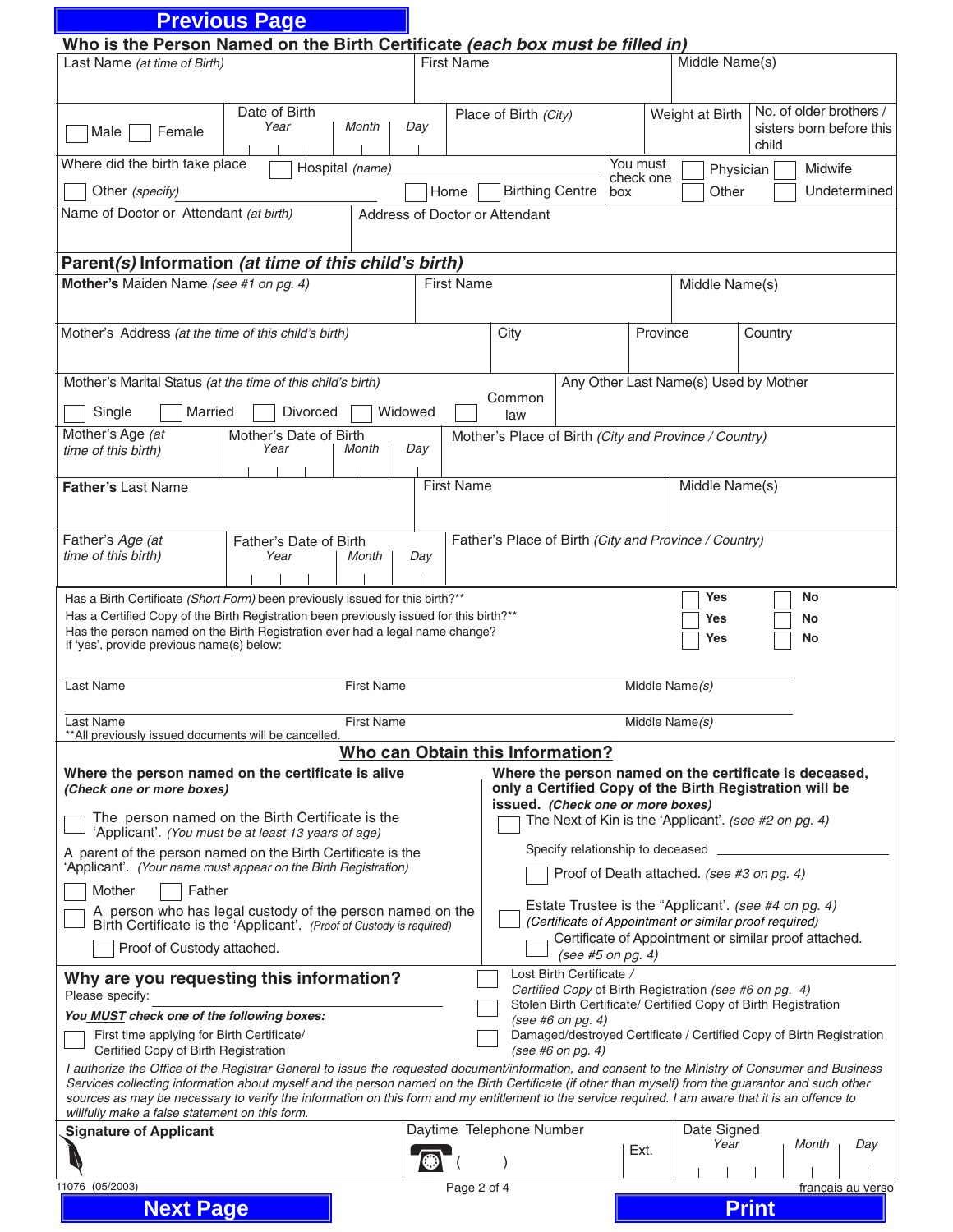Previous Page

## Who is the Person Named on the Birth Certificate *(each box must be filled in)*

| Last Name *(at time of Birth)* | First Name | Middle Name(s) |
|---|---|---|
| | | |

| ☐ Male ☐ Female | Date of Birth Year / Month / Day | Place of Birth *(City)* | Weight at Birth | No. of older brothers / sisters born before this child |
|---|---|---|---|---|
| | | | | |

Where did the birth take place ☐ Hospital *(name)* ☐ Other *(specify)* ☐ Home ☐ Birthing Centre

You must check one box ☐ Physician ☐ Midwife ☐ Other ☐ Undetermined

| Name of Doctor or Attendant *(at birth)* | Address of Doctor or Attendant |
|---|---|
| | |

## Parent*(s)* Information *(at time of this child's birth)*

| **Mother's** Maiden Name *(see #1 on pg. 4)* | First Name | Middle Name(s) |
|---|---|---|
| | | |

| Mother's Address *(at the time of this child's birth)* | City | Province | Country |
|---|---|---|---|
| | | | |

Mother's Marital Status *(at the time of this child's birth)*

☐ Single ☐ Married ☐ Divorced ☐ Widowed ☐ Common law

Any Other Last Name(s) Used by Mother

| Mother's Age *(at time of this birth)* | Mother's Date of Birth Year / Month / Day | Mother's Place of Birth *(City and Province / Country)* |
|---|---|---|
| | | |

| **Father's** Last Name | First Name | Middle Name(s) |
|---|---|---|
| | | |

| Father's Age *(at time of this birth)* | Father's Date of Birth Year / Month / Day | Father's Place of Birth *(City and Province / Country)* |
|---|---|---|
| | | |

Has a Birth Certificate *(Short Form)* been previously issued for this birth?** ☐ **Yes** ☐ **No**

Has a Certified Copy of the Birth Registration been previously issued for this birth?** ☐ **Yes** ☐ **No**

Has the person named on the Birth Registration ever had a legal name change? ☐ **Yes** ☐ **No**

If 'yes', provide previous name(s) below:

| Last Name | First Name | Middle Name*(s)* |
|---|---|---|
| | | |
| | | |

**All previously issued documents will be cancelled.

## Who can Obtain this Information?

**Where the person named on the certificate is alive** ***(Check one or more boxes)***

☐ The person named on the Birth Certificate is the 'Applicant'. *(You must be at least 13 years of age)*

A parent of the person named on the Birth Certificate is the 'Applicant'. *(Your name must appear on the Birth Registration)*

☐ Mother ☐ Father

☐ A person who has legal custody of the person named on the Birth Certificate is the 'Applicant'. *(Proof of Custody is required)*

☐ Proof of Custody attached.

**Where the person named on the certificate is deceased, only a Certified Copy of the Birth Registration will be issued.** ***(Check one or more boxes)***

☐ The Next of Kin is the 'Applicant'. *(see #2 on pg. 4)*

Specify relationship to deceased

☐ Proof of Death attached. *(see #3 on pg. 4)*

☐ Estate Trustee is the "Applicant". *(see #4 on pg. 4)* *(Certificate of Appointment or similar proof required)*

☐ Certificate of Appointment or similar proof attached. *(see #5 on pg. 4)*

## Why are you requesting this information?

Please specify:

***You MUST check one of the following boxes:***

☐ First time applying for Birth Certificate/ Certified Copy of Birth Registration

☐ Lost Birth Certificate / *Certified Copy* of Birth Registration *(see #6 on pg. 4)*

☐ Stolen Birth Certificate/ Certified Copy of Birth Registration *(see #6 on pg. 4)*

☐ Damaged/destroyed Certificate / Certified Copy of Birth Registration *(see #6 on pg. 4)*

*I authorize the Office of the Registrar General to issue the requested document/information, and consent to the Ministry of Consumer and Business Services collecting information about myself and the person named on the Birth Certificate (if other than myself) from the guarantor and such other sources as may be necessary to verify the information on this form and my entitlement to the service required. I am aware that it is an offence to willfully make a false statement on this form.*

| **Signature of Applicant** | Daytime Telephone Number ( ) Ext. | Date Signed Year / Month / Day |
|---|---|---|
| | | |

11076 (05/2003)

français au verso

Next Page

Print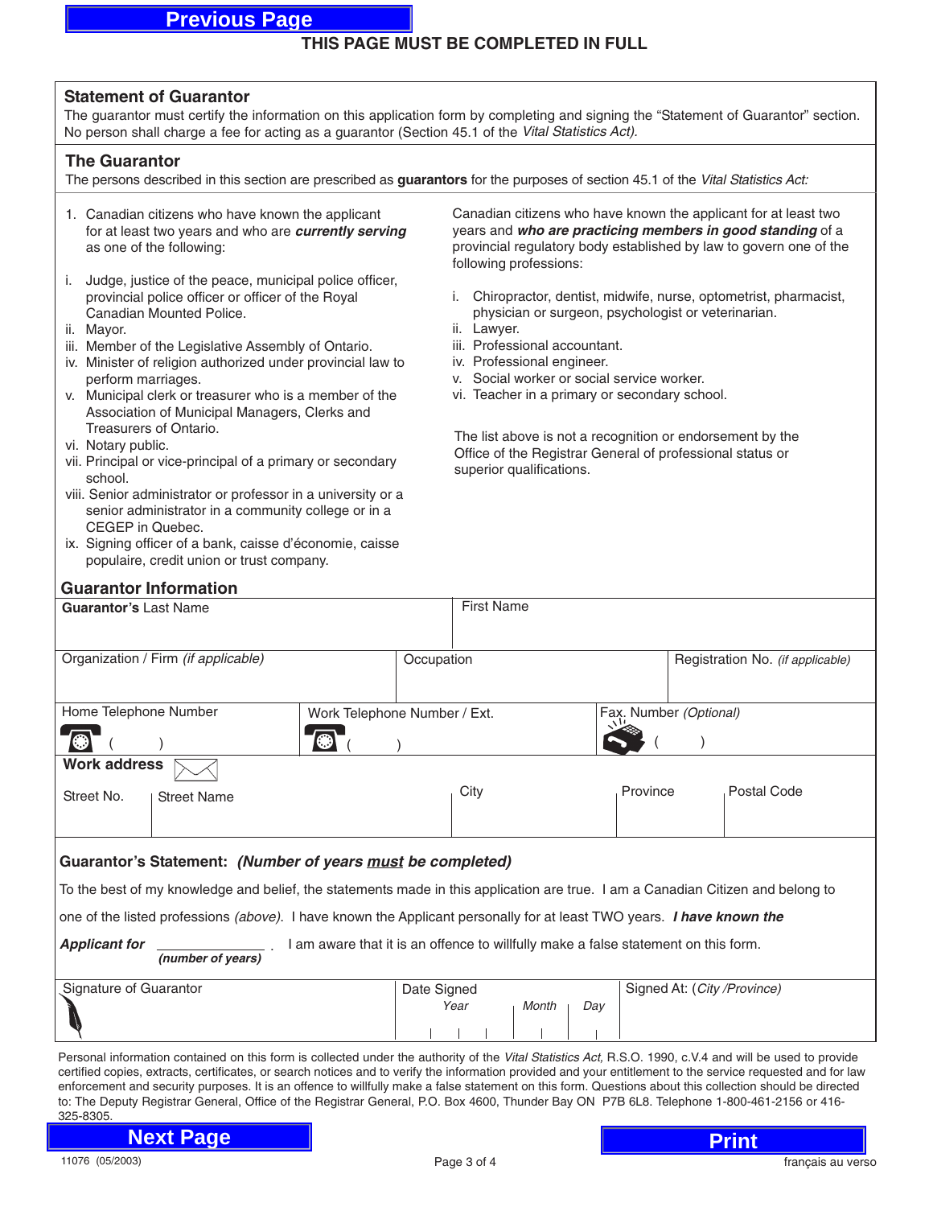Previous Page

**THIS PAGE MUST BE COMPLETED IN FULL**

## Statement of Guarantor

The guarantor must certify the information on this application form by completing and signing the "Statement of Guarantor" section. No person shall charge a fee for acting as a guarantor (Section 45.1 of the *Vital Statistics Act).*

## The Guarantor

The persons described in this section are prescribed as **guarantors** for the purposes of section 45.1 of the *Vital Statistics Act:*

1. Canadian citizens who have known the applicant for at least two years and who are ***currently serving*** as one of the following:

   i. Judge, justice of the peace, municipal police officer, provincial police officer or officer of the Royal Canadian Mounted Police.
   ii. Mayor.
   iii. Member of the Legislative Assembly of Ontario.
   iv. Minister of religion authorized under provincial law to perform marriages.
   v. Municipal clerk or treasurer who is a member of the Association of Municipal Managers, Clerks and Treasurers of Ontario.
   vi. Notary public.
   vii. Principal or vice-principal of a primary or secondary school.
   viii. Senior administrator or professor in a university or a senior administrator in a community college or in a CEGEP in Quebec.
   ix. Signing officer of a bank, caisse d'économie, caisse populaire, credit union or trust company.

Canadian citizens who have known the applicant for at least two years and ***who are practicing members in good standing*** of a provincial regulatory body established by law to govern one of the following professions:

i. Chiropractor, dentist, midwife, nurse, optometrist, pharmacist, physician or surgeon, psychologist or veterinarian.
ii. Lawyer.
iii. Professional accountant.
iv. Professional engineer.
v. Social worker or social service worker.
vi. Teacher in a primary or secondary school.

The list above is not a recognition or endorsement by the Office of the Registrar General of professional status or superior qualifications.

## Guarantor Information

| **Guarantor's** Last Name | | First Name |
|---|---|---|
| | | |

| Organization / Firm *(if applicable)* | Occupation | Registration No. *(if applicable)* |
|---|---|---|
| | | |

| Home Telephone Number | Work Telephone Number / Ext. | Fax. Number *(Optional)* |
|---|---|---|
| (     ) | (     ) | (     ) |

**Work address**

| Street No. | Street Name | City | Province | Postal Code |
|---|---|---|---|---|
| | | | | |

**Guarantor's Statement:** ***(Number of years must be completed)***

To the best of my knowledge and belief, the statements made in this application are true. I am a Canadian Citizen and belong to one of the listed professions *(above).* I have known the Applicant personally for at least TWO years. ***I have known the Applicant for*** ______________ ***(number of years)*** . I am aware that it is an offence to willfully make a false statement on this form.

| Signature of Guarantor | Date Signed (Year / Month / Day) | Signed At: (*City /Province)* |
|---|---|---|
| | | |

Personal information contained on this form is collected under the authority of the *Vital Statistics Act,* R.S.O. 1990, c.V.4 and will be used to provide certified copies, extracts, certificates, or search notices and to verify the information provided and your entitlement to the service requested and for law enforcement and security purposes. It is an offence to willfully make a false statement on this form. Questions about this collection should be directed to: The Deputy Registrar General, Office of the Registrar General, P.O. Box 4600, Thunder Bay ON P7B 6L8. Telephone 1-800-461-2156 or 416-325-8305.

Next Page

Print

11076 (05/2003)

français au verso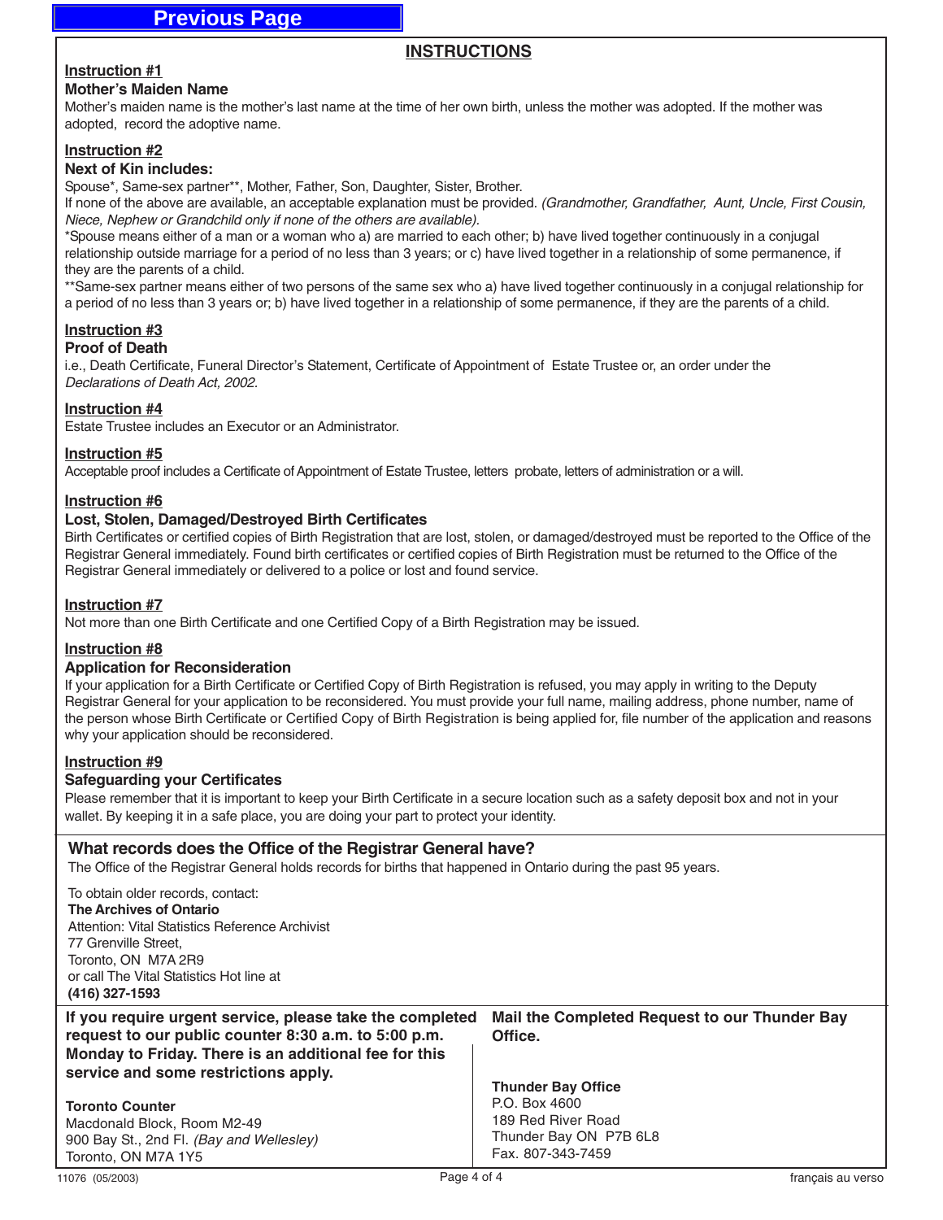Previous Page

## INSTRUCTIONS

### Instruction #1

**Mother's Maiden Name**

Mother's maiden name is the mother's last name at the time of her own birth, unless the mother was adopted. If the mother was adopted, record the adoptive name.

### Instruction #2

**Next of Kin includes:**

Spouse*, Same-sex partner**, Mother, Father, Son, Daughter, Sister, Brother.
If none of the above are available, an acceptable explanation must be provided. *(Grandmother, Grandfather, Aunt, Uncle, First Cousin, Niece, Nephew or Grandchild only if none of the others are available).*

*Spouse means either of a man or a woman who a) are married to each other; b) have lived together continuously in a conjugal relationship outside marriage for a period of no less than 3 years; or c) have lived together in a relationship of some permanence, if they are the parents of a child.

**Same-sex partner means either of two persons of the same sex who a) have lived together continuously in a conjugal relationship for a period of no less than 3 years or; b) have lived together in a relationship of some permanence, if they are the parents of a child.

### Instruction #3

**Proof of Death**

i.e., Death Certificate, Funeral Director's Statement, Certificate of Appointment of Estate Trustee or, an order under the *Declarations of Death Act, 2002.*

### Instruction #4

Estate Trustee includes an Executor or an Administrator.

### Instruction #5

Acceptable proof includes a Certificate of Appointment of Estate Trustee, letters probate, letters of administration or a will.

### Instruction #6

**Lost, Stolen, Damaged/Destroyed Birth Certificates**

Birth Certificates or certified copies of Birth Registration that are lost, stolen, or damaged/destroyed must be reported to the Office of the Registrar General immediately. Found birth certificates or certified copies of Birth Registration must be returned to the Office of the Registrar General immediately or delivered to a police or lost and found service.

### Instruction #7

Not more than one Birth Certificate and one Certified Copy of a Birth Registration may be issued.

### Instruction #8

**Application for Reconsideration**

If your application for a Birth Certificate or Certified Copy of Birth Registration is refused, you may apply in writing to the Deputy Registrar General for your application to be reconsidered. You must provide your full name, mailing address, phone number, name of the person whose Birth Certificate or Certified Copy of Birth Registration is being applied for, file number of the application and reasons why your application should be reconsidered.

### Instruction #9

**Safeguarding your Certificates**

Please remember that it is important to keep your Birth Certificate in a secure location such as a safety deposit box and not in your wallet. By keeping it in a safe place, you are doing your part to protect your identity.

## What records does the Office of the Registrar General have?

The Office of the Registrar General holds records for births that happened in Ontario during the past 95 years.

To obtain older records, contact:
**The Archives of Ontario**
Attention: Vital Statistics Reference Archivist
77 Grenville Street,
Toronto, ON M7A 2R9
or call The Vital Statistics Hot line at
**(416) 327-1593**

**If you require urgent service, please take the completed request to our public counter 8:30 a.m. to 5:00 p.m. Monday to Friday. There is an additional fee for this service and some restrictions apply.**

**Toronto Counter**
Macdonald Block, Room M2-49
900 Bay St., 2nd Fl. *(Bay and Wellesley)*
Toronto, ON M7A 1Y5

**Mail the Completed Request to our Thunder Bay Office.**

**Thunder Bay Office**
P.O. Box 4600
189 Red River Road
Thunder Bay ON P7B 6L8
Fax. 807-343-7459

11076 (05/2003)

français au verso